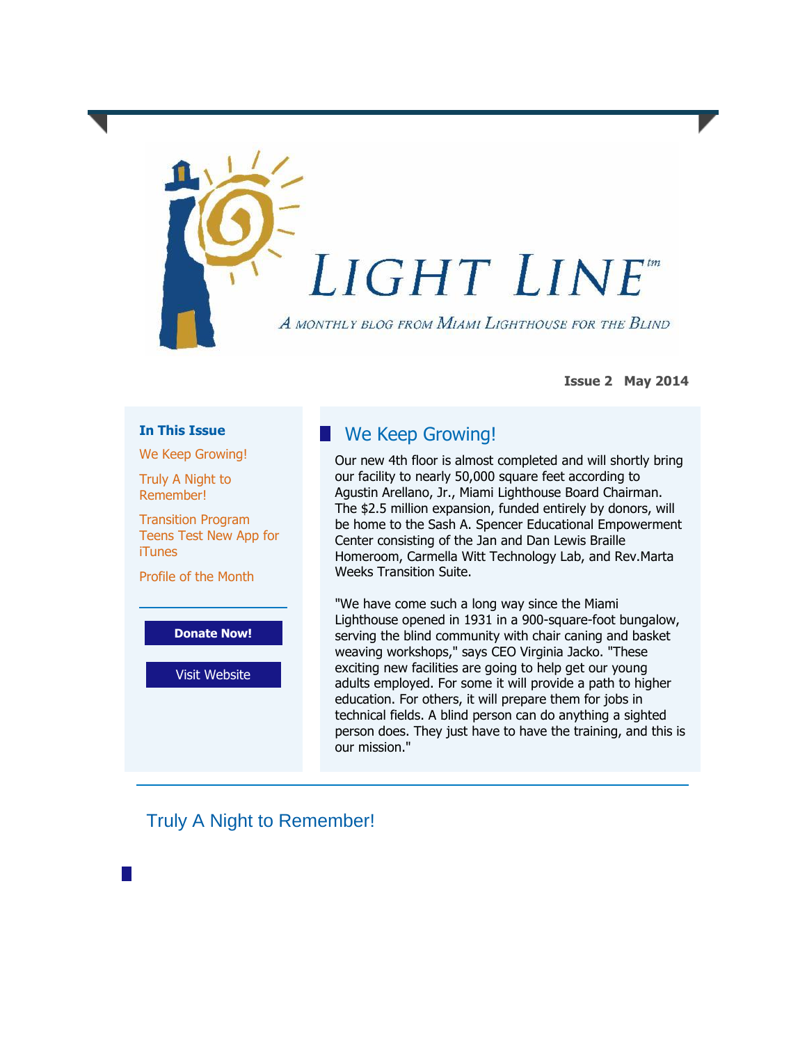# LIGHT LINE™

*A monthly blog from Miami Lighthouse for the Blind*

**Issue 2 May 2014**

**In This Issue**

- We Keep Growing!
- Truly A Night to Remember!
- Transition Program Teens Test New App for iTunes
- Profile of the Month

**Donate Now!**

Visit Website

## We Keep Growing!

Our new 4th floor is almost completed and will shortly bring our facility to nearly 50,000 square feet according to Agustin Arellano, Jr., Miami Lighthouse Board Chairman. The $2.5 million expansion, funded entirely by donors, will be home to the Sash A. Spencer Educational Empowerment Center consisting of the Jan and Dan Lewis Braille Homeroom, Carmella Witt Technology Lab, and Rev.Marta Weeks Transition Suite.

"We have come such a long way since the Miami Lighthouse opened in 1931 in a 900-square-foot bungalow, serving the blind community with chair caning and basket weaving workshops," says CEO Virginia Jacko. "These exciting new facilities are going to help get our young adults employed. For some it will provide a path to higher education. For others, it will prepare them for jobs in technical fields. A blind person can do anything a sighted person does. They just have to have the training, and this is our mission."

## Truly A Night to Remember!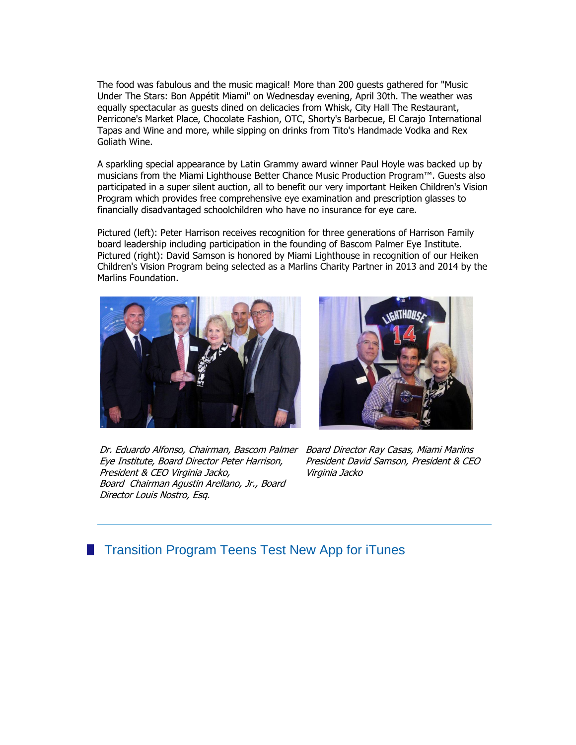The food was fabulous and the music magical! More than 200 guests gathered for "Music Under The Stars: Bon Appétit Miami" on Wednesday evening, April 30th. The weather was equally spectacular as guests dined on delicacies from Whisk, City Hall The Restaurant, Perricone's Market Place, Chocolate Fashion, OTC, Shorty's Barbecue, El Carajo International Tapas and Wine and more, while sipping on drinks from Tito's Handmade Vodka and Rex Goliath Wine.

A sparkling special appearance by Latin Grammy award winner Paul Hoyle was backed up by musicians from the Miami Lighthouse Better Chance Music Production Program™. Guests also participated in a super silent auction, all to benefit our very important Heiken Children's Vision Program which provides free comprehensive eye examination and prescription glasses to financially disadvantaged schoolchildren who have no insurance for eye care.

Pictured (left): Peter Harrison receives recognition for three generations of Harrison Family board leadership including participation in the founding of Bascom Palmer Eye Institute. Pictured (right): David Samson is honored by Miami Lighthouse in recognition of our Heiken Children's Vision Program being selected as a Marlins Charity Partner in 2013 and 2014 by the Marlins Foundation.

*Dr. Eduardo Alfonso, Chairman, Bascom Palmer Eye Institute, Board Director Peter Harrison, President & CEO Virginia Jacko, Board Chairman Agustin Arellano, Jr., Board Director Louis Nostro, Esq.*

*Board Director Ray Casas, Miami Marlins President David Samson, President & CEO Virginia Jacko*

---

## Transition Program Teens Test New App for iTunes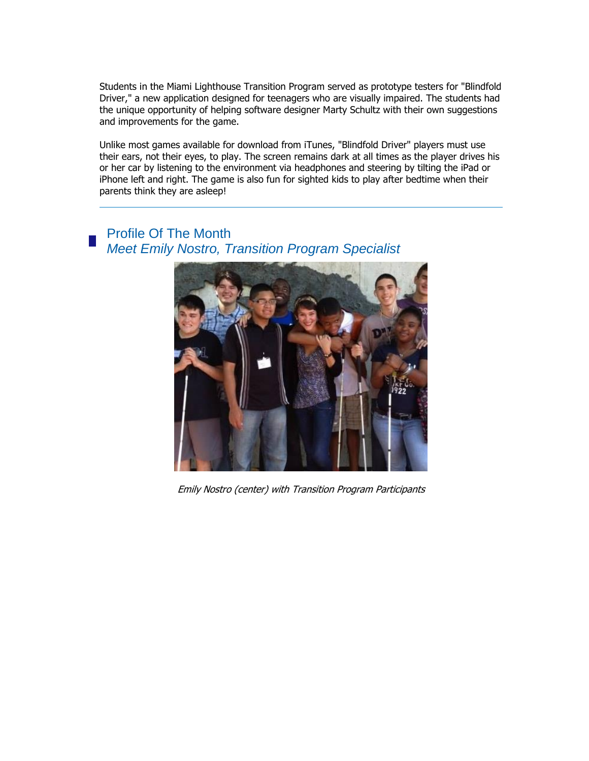Students in the Miami Lighthouse Transition Program served as prototype testers for "Blindfold Driver," a new application designed for teenagers who are visually impaired. The students had the unique opportunity of helping software designer Marty Schultz with their own suggestions and improvements for the game.

Unlike most games available for download from iTunes, "Blindfold Driver" players must use their ears, not their eyes, to play. The screen remains dark at all times as the player drives his or her car by listening to the environment via headphones and steering by tilting the iPad or iPhone left and right. The game is also fun for sighted kids to play after bedtime when their parents think they are asleep!

---

## Profile Of The Month
### *Meet Emily Nostro, Transition Program Specialist*

*Emily Nostro (center) with Transition Program Participants*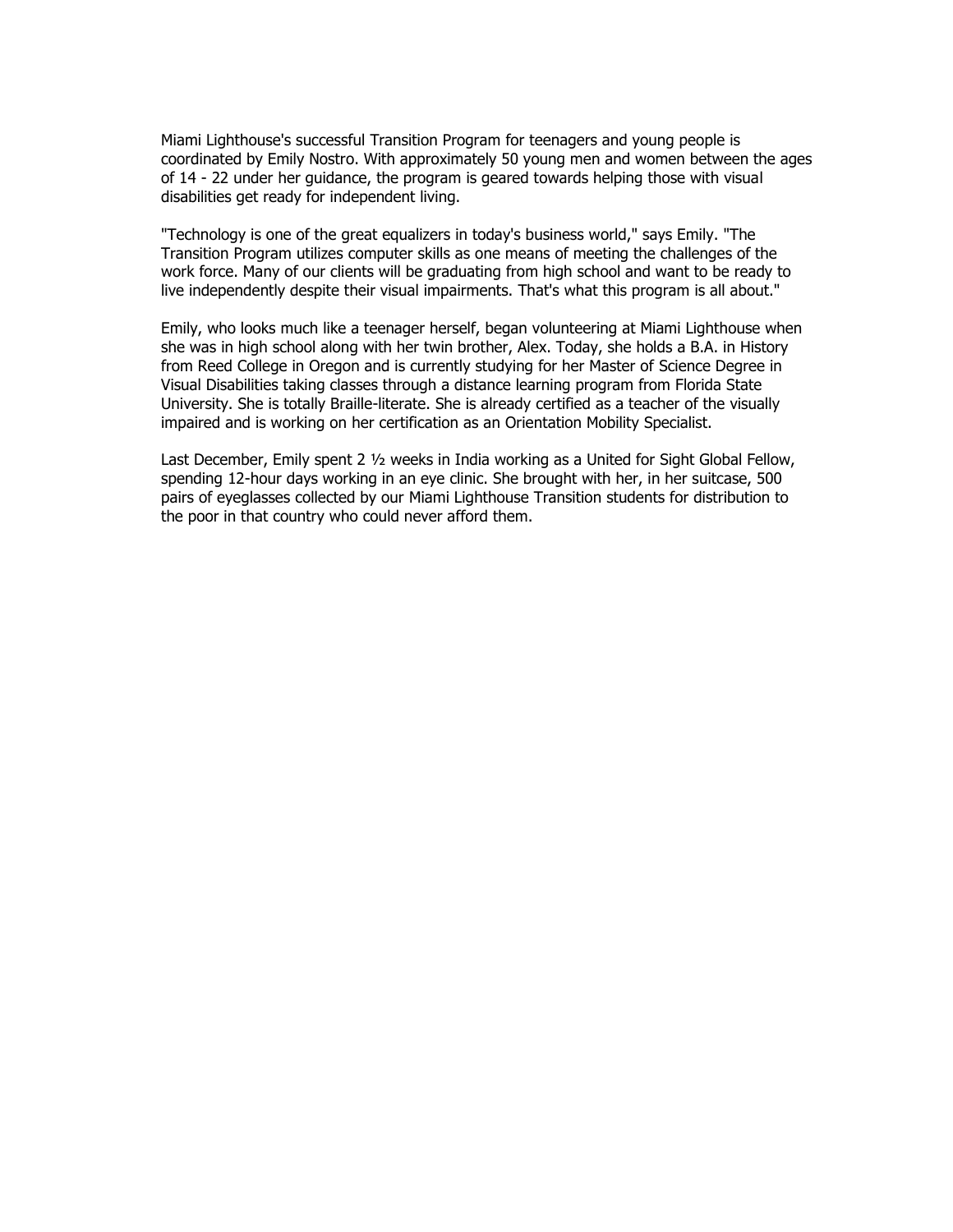Miami Lighthouse's successful Transition Program for teenagers and young people is coordinated by Emily Nostro. With approximately 50 young men and women between the ages of 14 - 22 under her guidance, the program is geared towards helping those with visual disabilities get ready for independent living.

"Technology is one of the great equalizers in today's business world," says Emily. "The Transition Program utilizes computer skills as one means of meeting the challenges of the work force. Many of our clients will be graduating from high school and want to be ready to live independently despite their visual impairments. That's what this program is all about."

Emily, who looks much like a teenager herself, began volunteering at Miami Lighthouse when she was in high school along with her twin brother, Alex. Today, she holds a B.A. in History from Reed College in Oregon and is currently studying for her Master of Science Degree in Visual Disabilities taking classes through a distance learning program from Florida State University. She is totally Braille-literate. She is already certified as a teacher of the visually impaired and is working on her certification as an Orientation Mobility Specialist.

Last December, Emily spent 2 ½ weeks in India working as a United for Sight Global Fellow, spending 12-hour days working in an eye clinic. She brought with her, in her suitcase, 500 pairs of eyeglasses collected by our Miami Lighthouse Transition students for distribution to the poor in that country who could never afford them.